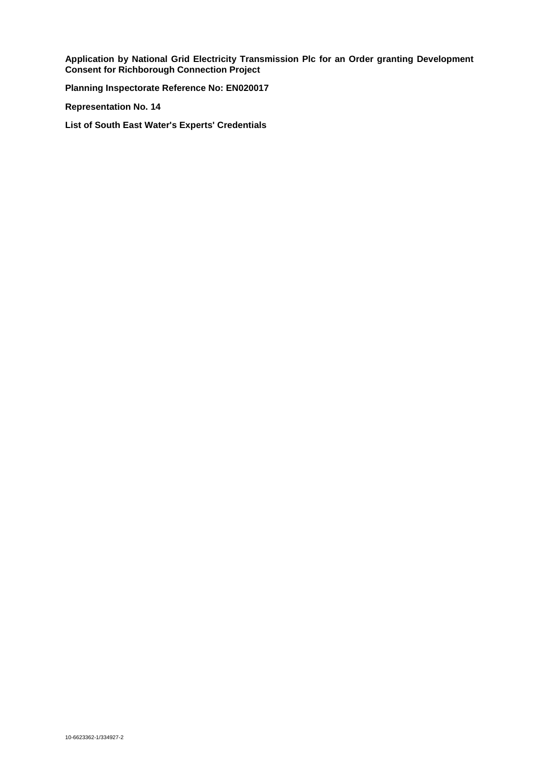**Application by National Grid Electricity Transmission Plc for an Order granting Development Consent for Richborough Connection Project**

**Planning Inspectorate Reference No: EN020017**

**Representation No. 14**

**List of South East Water's Experts' Credentials**

10-6623362-1/334927-2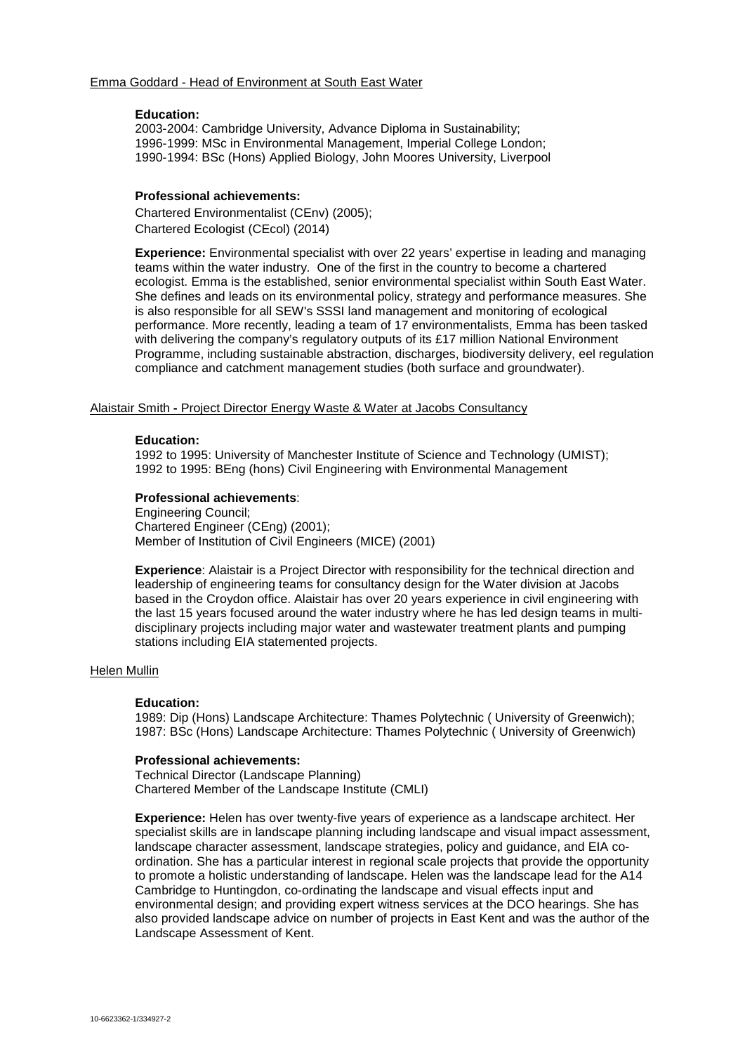<u>Emma Goddard - Head of Environment at South East Water</u>

**Education:**

2003-2004: Cambridge University, Advance Diploma in Sustainability;
1996-1999: MSc in Environmental Management, Imperial College London;
1990-1994: BSc (Hons) Applied Biology, John Moores University, Liverpool

**Professional achievements:**

Chartered Environmentalist (CEnv) (2005);
Chartered Ecologist (CEcol) (2014)

**Experience:** Environmental specialist with over 22 years' expertise in leading and managing teams within the water industry. One of the first in the country to become a chartered ecologist. Emma is the established, senior environmental specialist within South East Water. She defines and leads on its environmental policy, strategy and performance measures. She is also responsible for all SEW's SSSI land management and monitoring of ecological performance. More recently, leading a team of 17 environmentalists, Emma has been tasked with delivering the company's regulatory outputs of its £17 million National Environment Programme, including sustainable abstraction, discharges, biodiversity delivery, eel regulation compliance and catchment management studies (both surface and groundwater).

<u>Alaistair Smith - Project Director Energy Waste & Water at Jacobs Consultancy</u>

**Education:**

1992 to 1995: University of Manchester Institute of Science and Technology (UMIST);
1992 to 1995: BEng (hons) Civil Engineering with Environmental Management

**Professional achievements**:

Engineering Council;
Chartered Engineer (CEng) (2001);
Member of Institution of Civil Engineers (MICE) (2001)

**Experience**: Alaistair is a Project Director with responsibility for the technical direction and leadership of engineering teams for consultancy design for the Water division at Jacobs based in the Croydon office. Alaistair has over 20 years experience in civil engineering with the last 15 years focused around the water industry where he has led design teams in multi-disciplinary projects including major water and wastewater treatment plants and pumping stations including EIA statemented projects.

<u>Helen Mullin</u>

**Education:**

1989: Dip (Hons) Landscape Architecture: Thames Polytechnic ( University of Greenwich);
1987: BSc (Hons) Landscape Architecture: Thames Polytechnic ( University of Greenwich)

**Professional achievements:**

Technical Director (Landscape Planning)
Chartered Member of the Landscape Institute (CMLI)

**Experience:** Helen has over twenty-five years of experience as a landscape architect. Her specialist skills are in landscape planning including landscape and visual impact assessment, landscape character assessment, landscape strategies, policy and guidance, and EIA co-ordination. She has a particular interest in regional scale projects that provide the opportunity to promote a holistic understanding of landscape. Helen was the landscape lead for the A14 Cambridge to Huntingdon, co-ordinating the landscape and visual effects input and environmental design; and providing expert witness services at the DCO hearings. She has also provided landscape advice on number of projects in East Kent and was the author of the Landscape Assessment of Kent.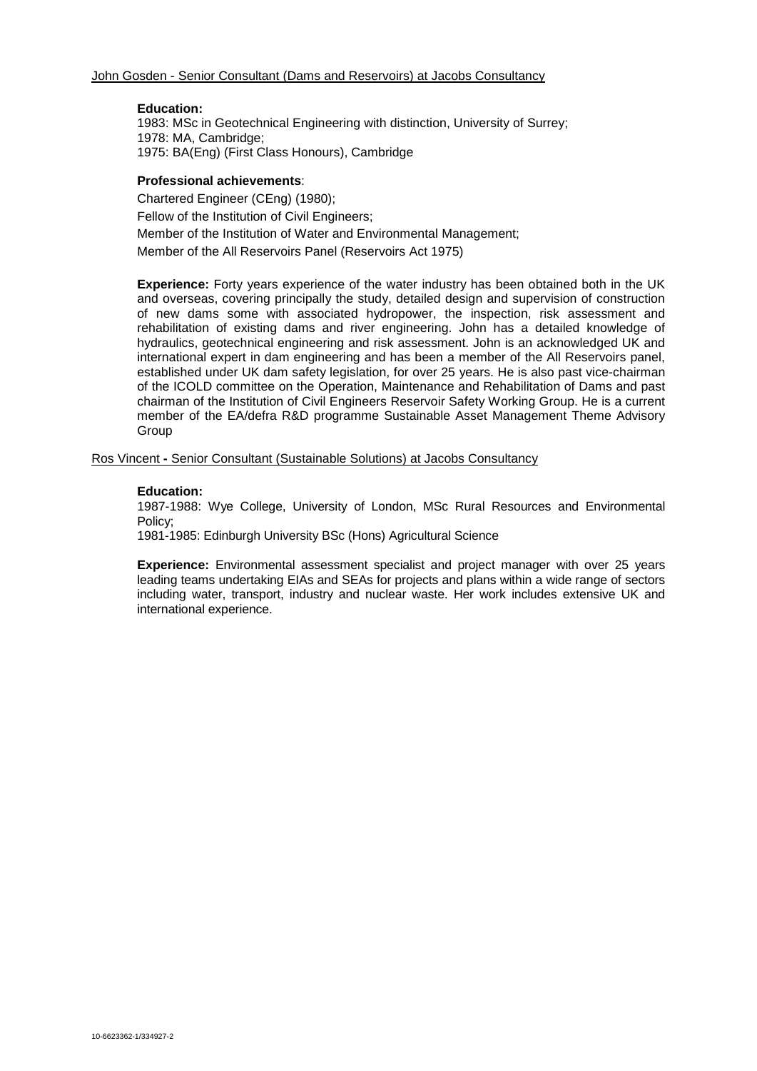John Gosden - Senior Consultant (Dams and Reservoirs) at Jacobs Consultancy

**Education:**

1983: MSc in Geotechnical Engineering with distinction, University of Surrey;
1978: MA, Cambridge;
1975: BA(Eng) (First Class Honours), Cambridge

**Professional achievements**:

Chartered Engineer (CEng) (1980);

Fellow of the Institution of Civil Engineers;

Member of the Institution of Water and Environmental Management;

Member of the All Reservoirs Panel (Reservoirs Act 1975)

**Experience:** Forty years experience of the water industry has been obtained both in the UK and overseas, covering principally the study, detailed design and supervision of construction of new dams some with associated hydropower, the inspection, risk assessment and rehabilitation of existing dams and river engineering. John has a detailed knowledge of hydraulics, geotechnical engineering and risk assessment. John is an acknowledged UK and international expert in dam engineering and has been a member of the All Reservoirs panel, established under UK dam safety legislation, for over 25 years. He is also past vice-chairman of the ICOLD committee on the Operation, Maintenance and Rehabilitation of Dams and past chairman of the Institution of Civil Engineers Reservoir Safety Working Group. He is a current member of the EA/defra R&D programme Sustainable Asset Management Theme Advisory Group

Ros Vincent **-** Senior Consultant (Sustainable Solutions) at Jacobs Consultancy

**Education:**

1987-1988: Wye College, University of London, MSc Rural Resources and Environmental Policy;
1981-1985: Edinburgh University BSc (Hons) Agricultural Science

**Experience:** Environmental assessment specialist and project manager with over 25 years leading teams undertaking EIAs and SEAs for projects and plans within a wide range of sectors including water, transport, industry and nuclear waste. Her work includes extensive UK and international experience.